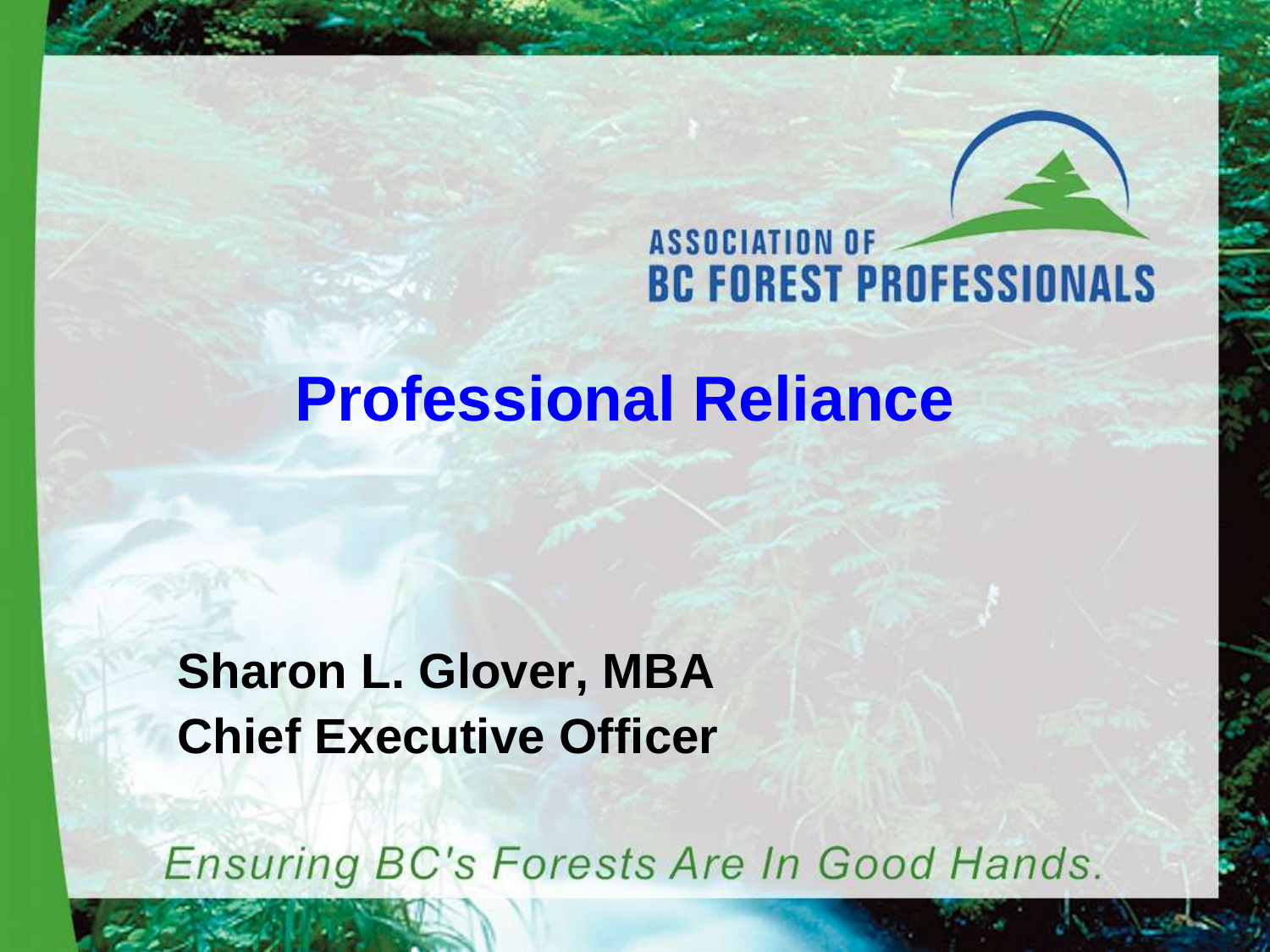ASSOCIATION OF
BC FOREST PROFESSIONALS

# Professional Reliance

**Sharon L. Glover, MBA**
**Chief Executive Officer**

*Ensuring BC's Forests Are In Good Hands.*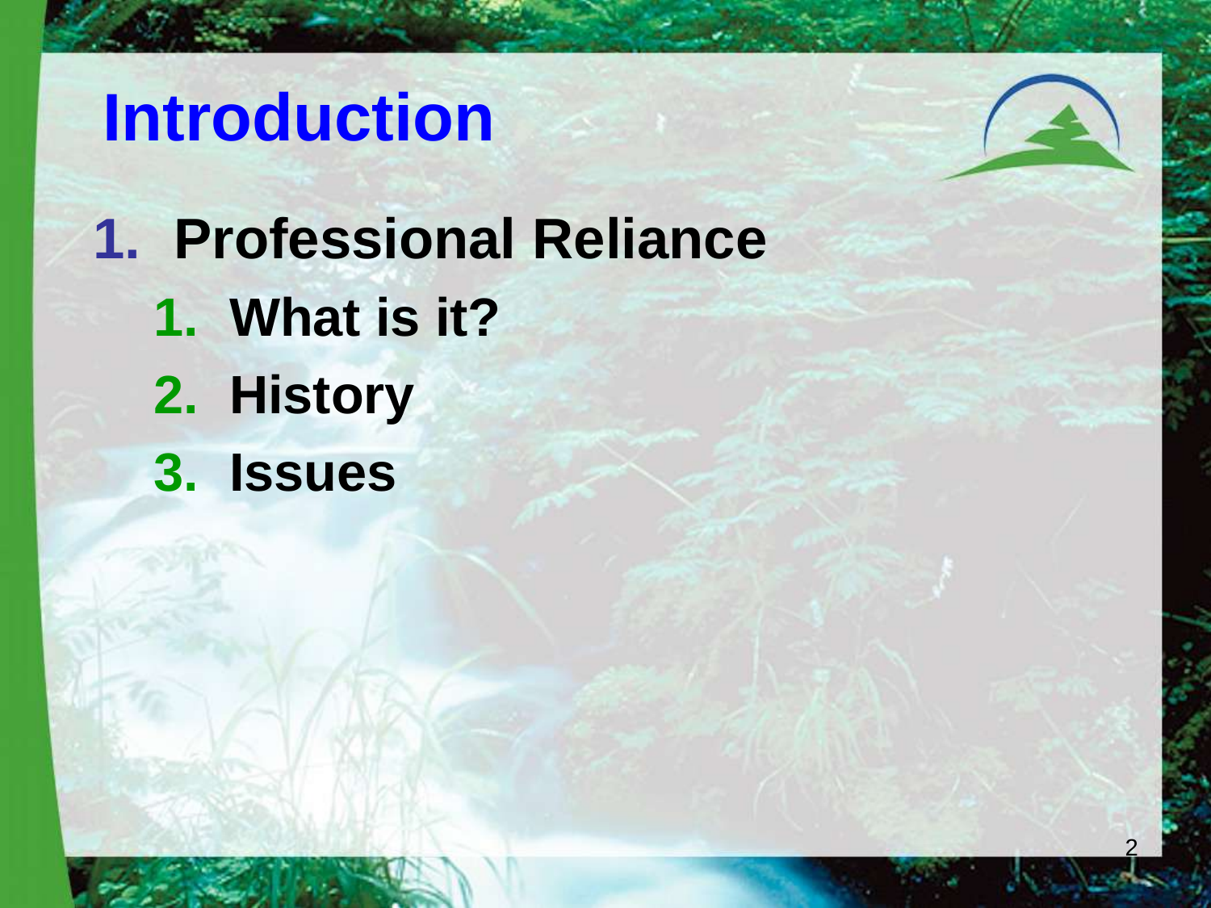# Introduction

1. Professional Reliance
   1. What is it?
   2. History
   3. Issues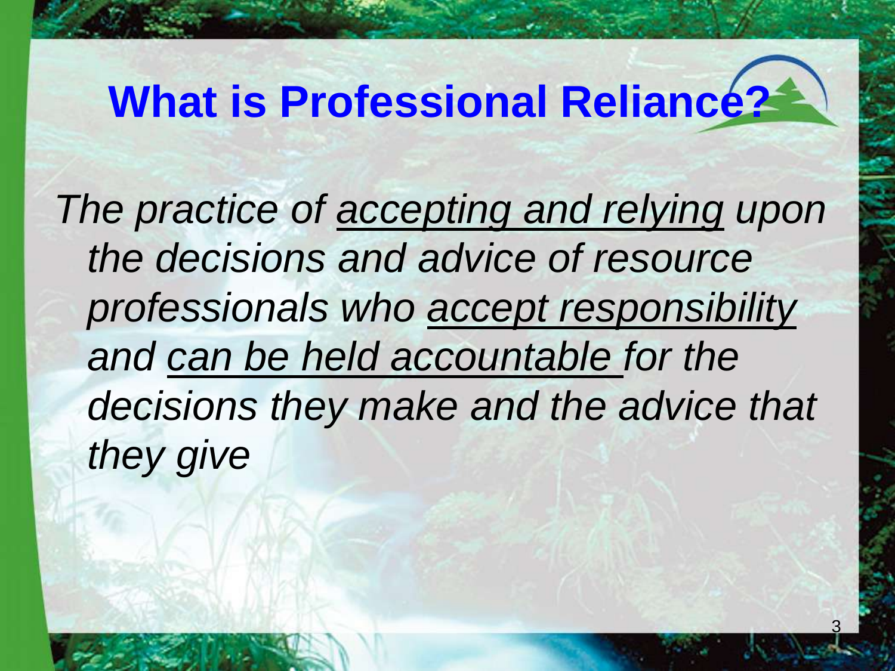# What is Professional Reliance?

*The practice of accepting and relying upon the decisions and advice of resource professionals who accept responsibility and can be held accountable for the decisions they make and the advice that they give*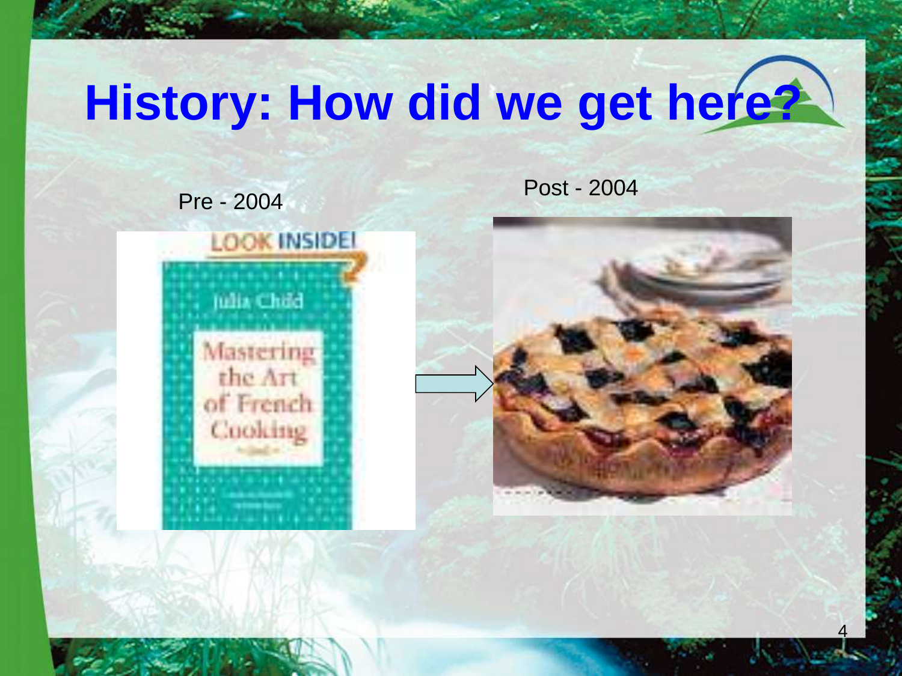# History: How did we get here?

Pre - 2004

Post - 2004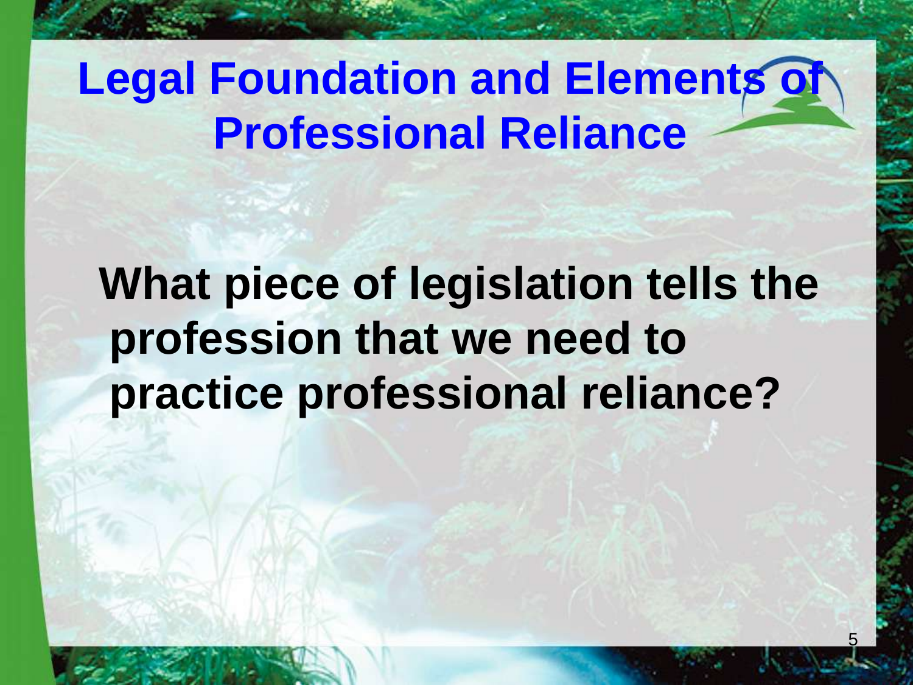# Legal Foundation and Elements of Professional Reliance

**What piece of legislation tells the profession that we need to practice professional reliance?**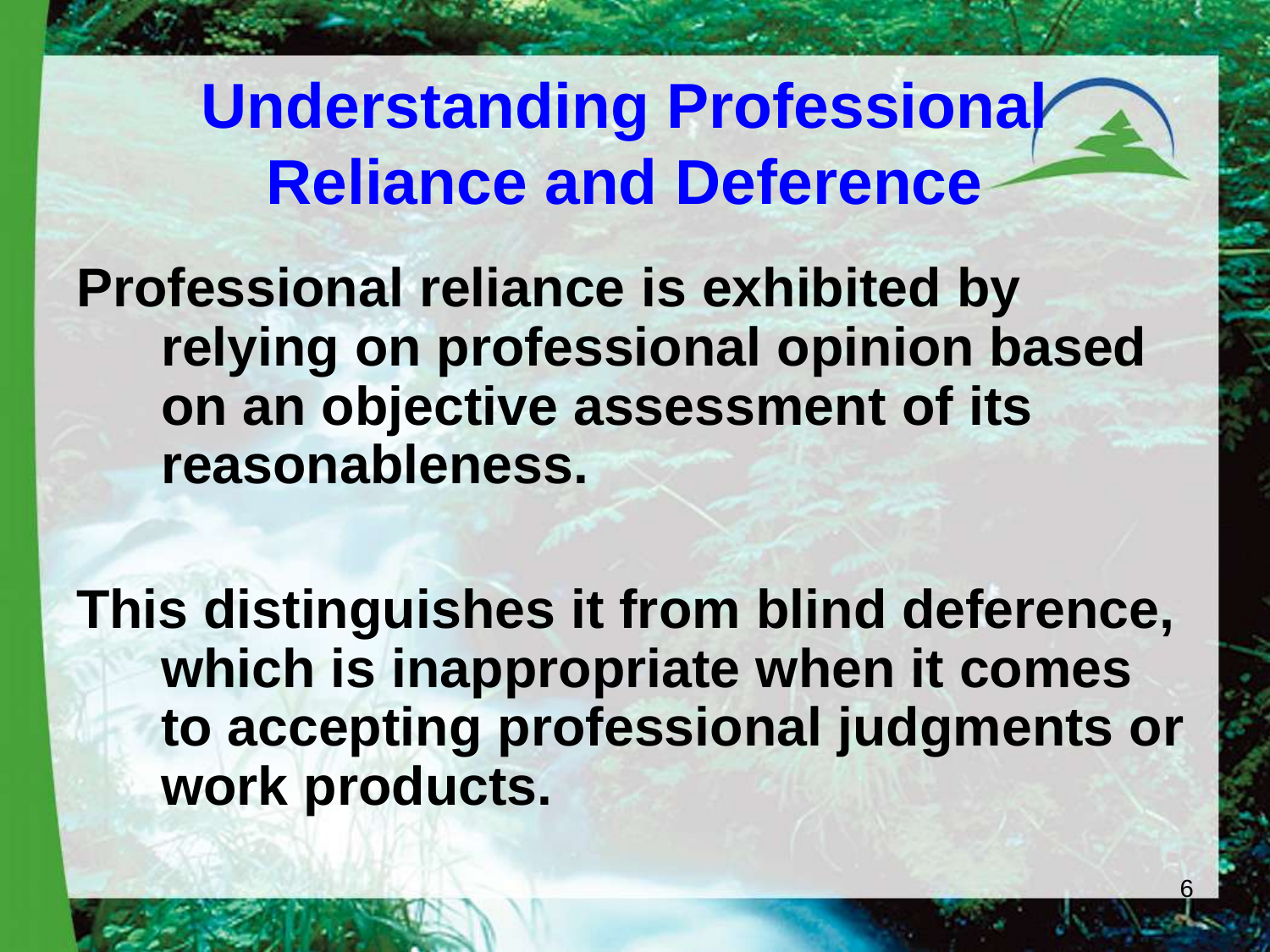# Understanding Professional Reliance and Deference

**Professional reliance is exhibited by relying on professional opinion based on an objective assessment of its reasonableness.**

**This distinguishes it from blind deference, which is inappropriate when it comes to accepting professional judgments or work products.**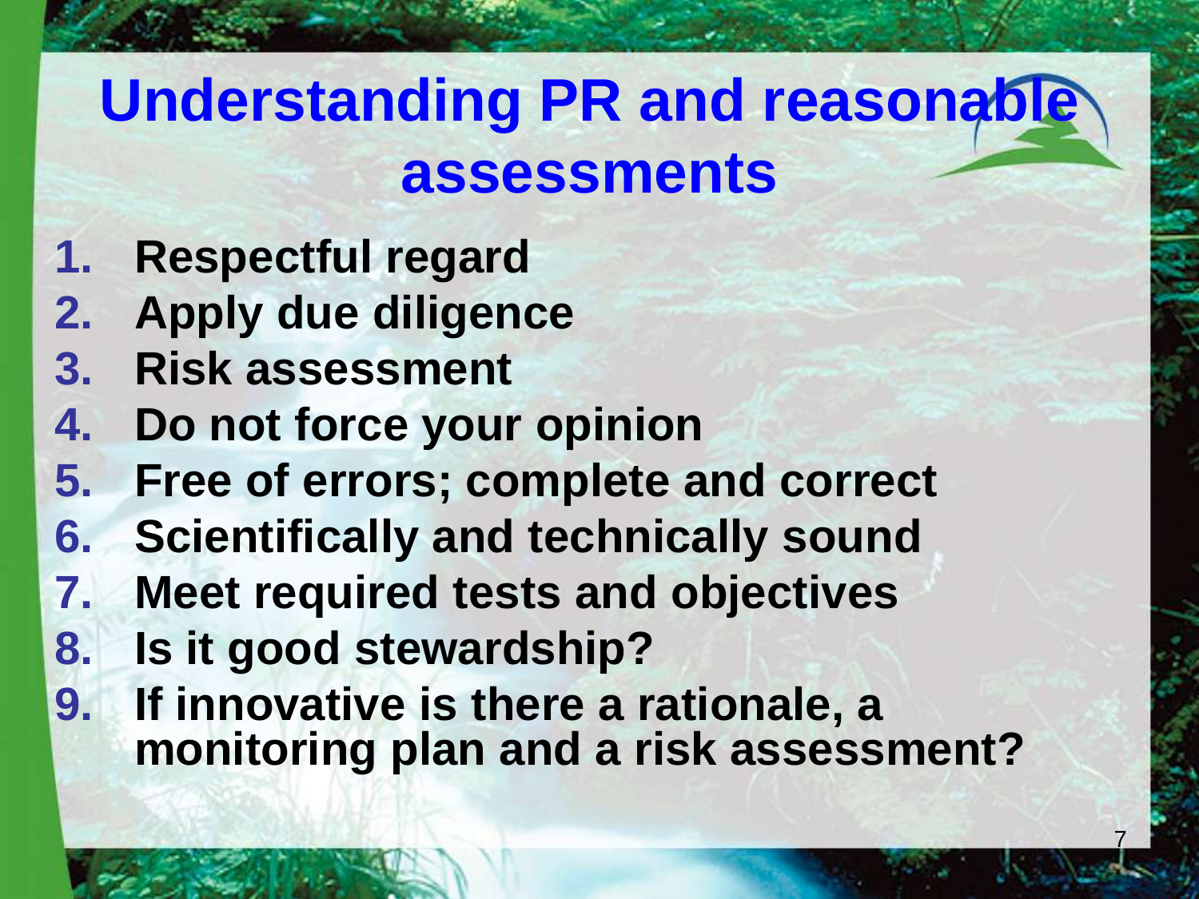# Understanding PR and reasonable assessments

1. **Respectful regard**
2. **Apply due diligence**
3. **Risk assessment**
4. **Do not force your opinion**
5. **Free of errors; complete and correct**
6. **Scientifically and technically sound**
7. **Meet required tests and objectives**
8. **Is it good stewardship?**
9. **If innovative is there a rationale, a monitoring plan and a risk assessment?**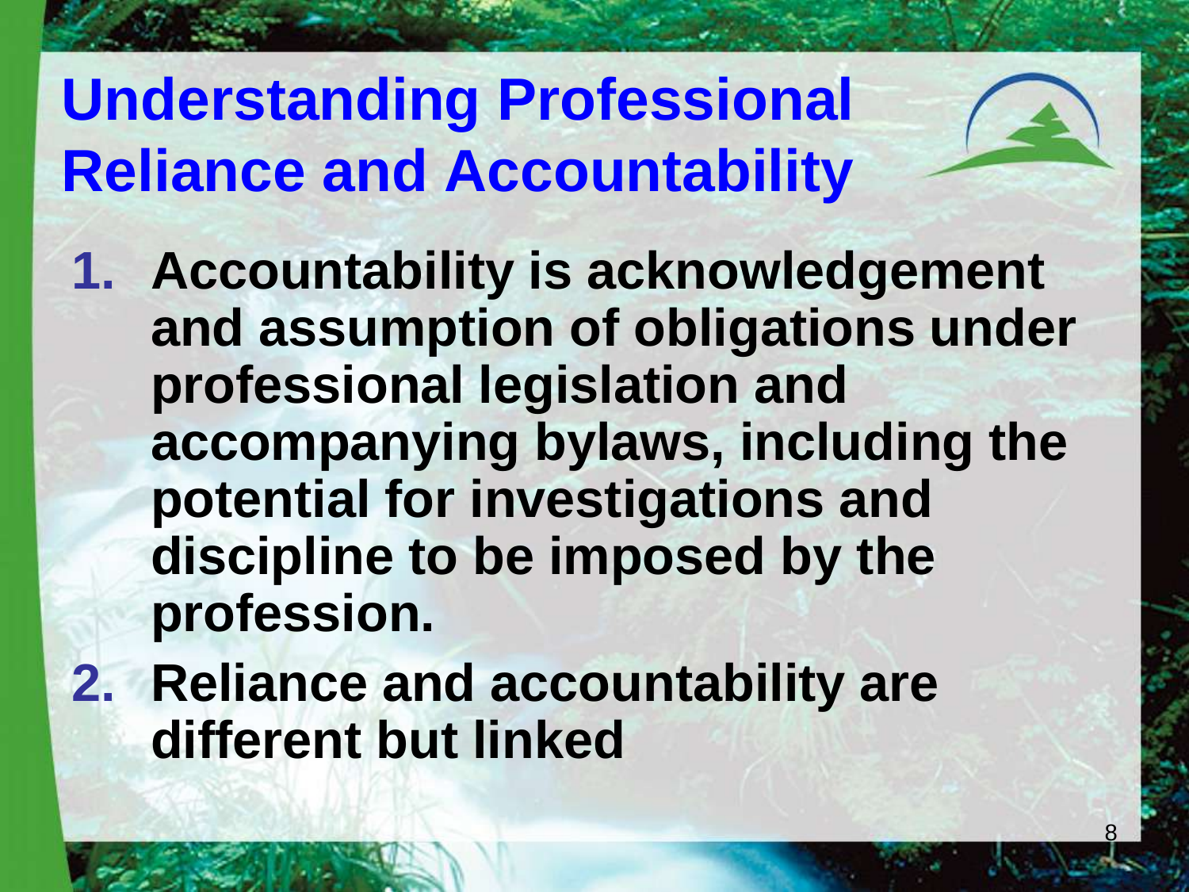# Understanding Professional Reliance and Accountability

1. **Accountability is acknowledgement and assumption of obligations under professional legislation and accompanying bylaws, including the potential for investigations and discipline to be imposed by the profession.**
2. **Reliance and accountability are different but linked**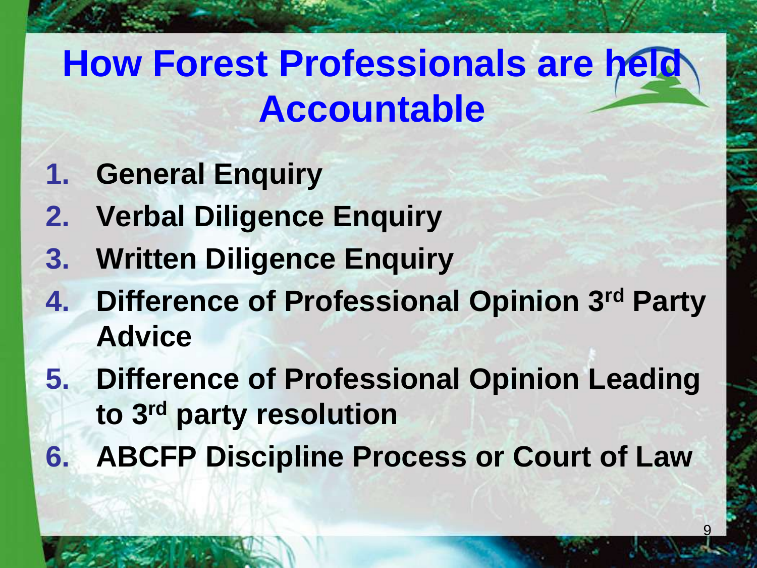# How Forest Professionals are held Accountable

1. **General Enquiry**
2. **Verbal Diligence Enquiry**
3. **Written Diligence Enquiry**
4. **Difference of Professional Opinion 3rd Party Advice**
5. **Difference of Professional Opinion Leading to 3rd party resolution**
6. **ABCFP Discipline Process or Court of Law**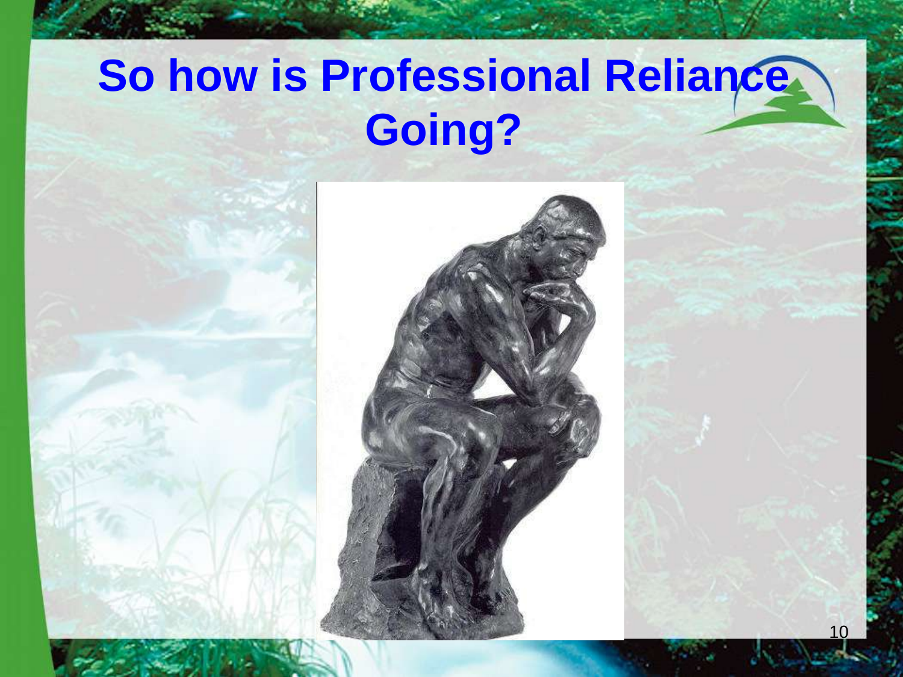# So how is Professional Reliance Going?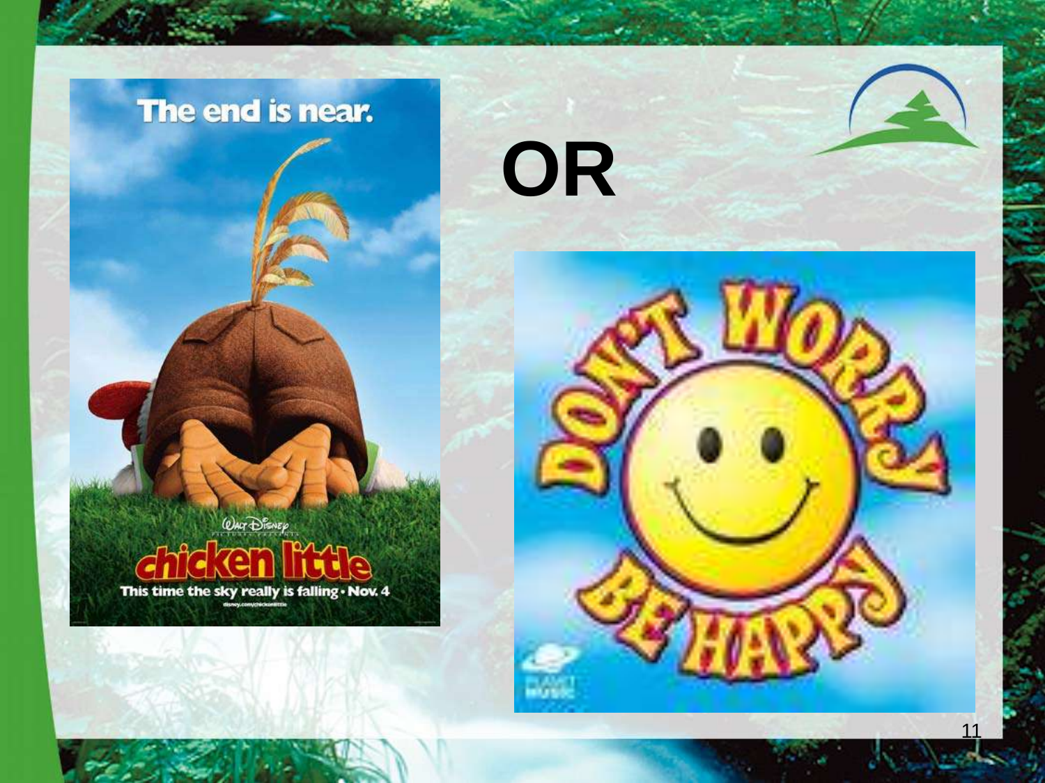OR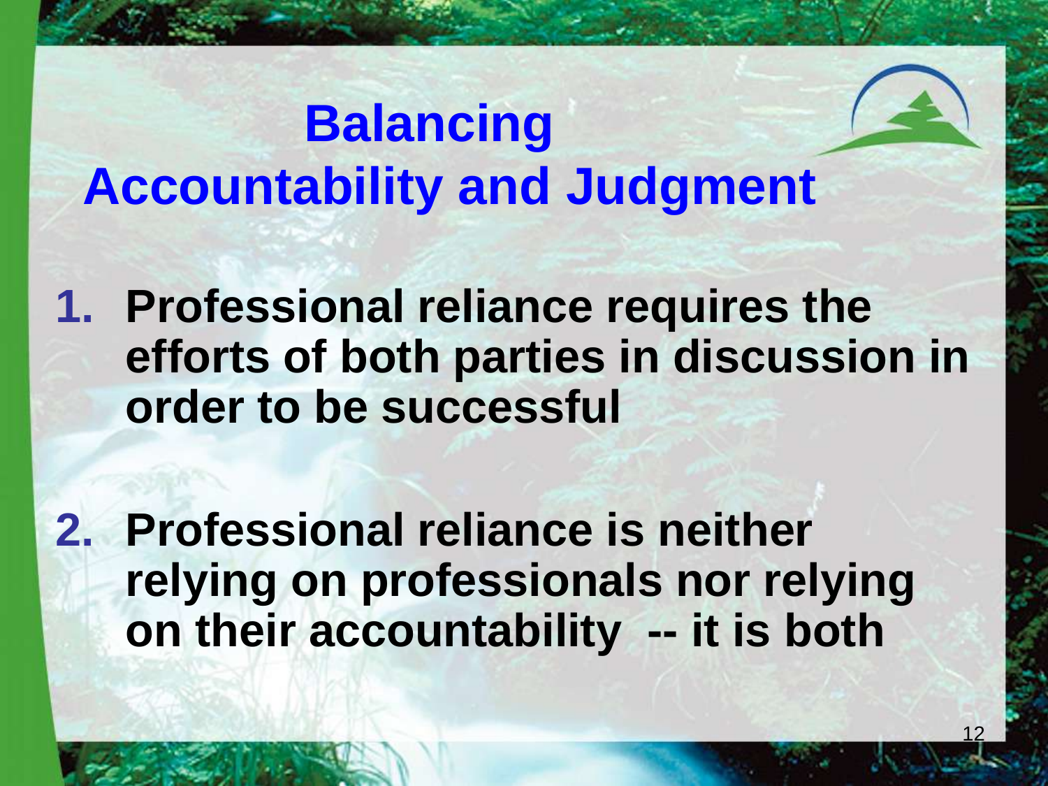# Balancing Accountability and Judgment

1. **Professional reliance requires the efforts of both parties in discussion in order to be successful**

2. **Professional reliance is neither relying on professionals nor relying on their accountability -- it is both**